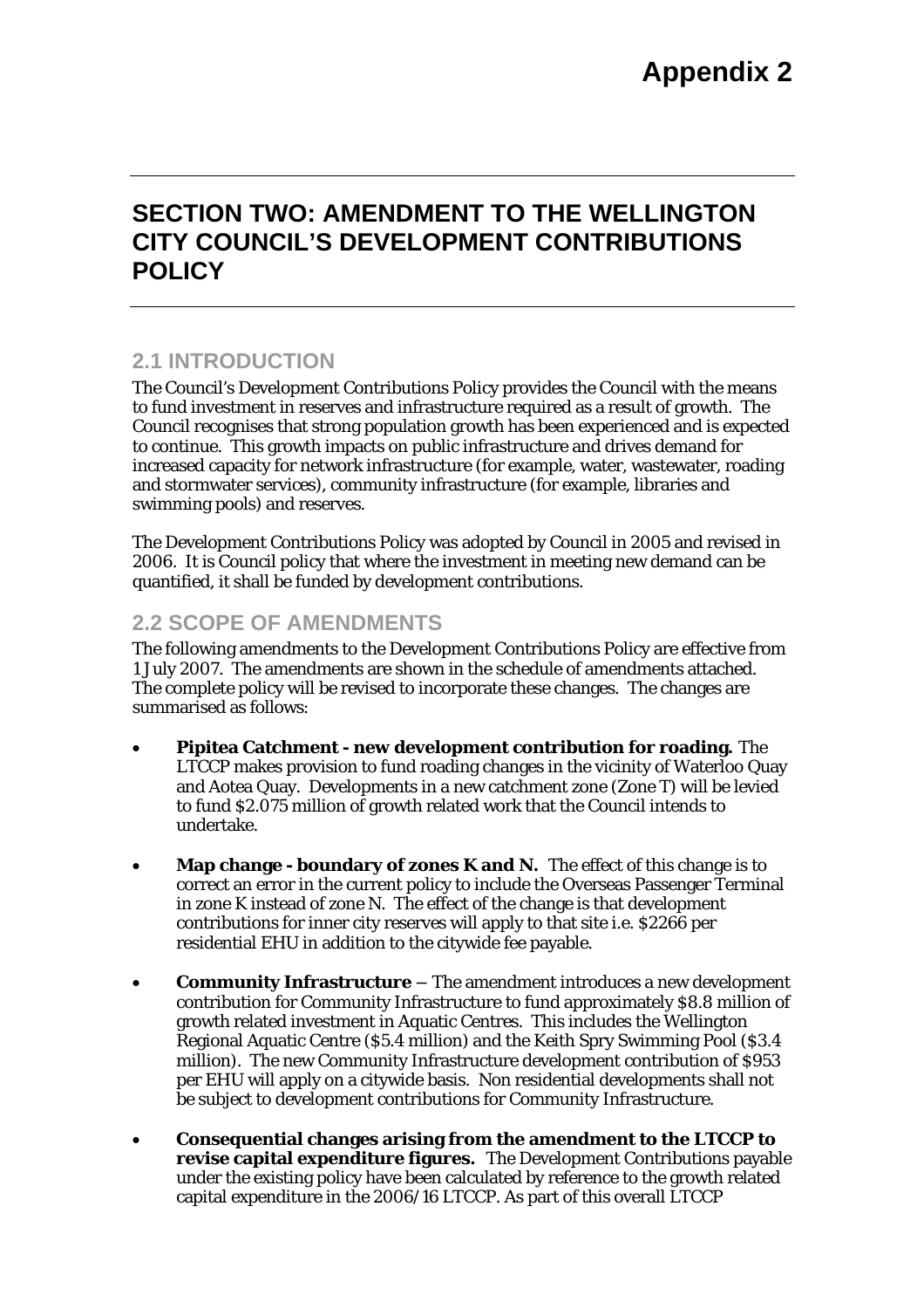# Appendix 2

# SECTION TWO: AMENDMENT TO THE WELLINGTON CITY COUNCIL'S DEVELOPMENT CONTRIBUTIONS POLICY

## 2.1 INTRODUCTION

The Council's Development Contributions Policy provides the Council with the means to fund investment in reserves and infrastructure required as a result of growth. The Council recognises that strong population growth has been experienced and is expected to continue. This growth impacts on public infrastructure and drives demand for increased capacity for network infrastructure (for example, water, wastewater, roading and stormwater services), community infrastructure (for example, libraries and swimming pools) and reserves.

The Development Contributions Policy was adopted by Council in 2005 and revised in 2006. It is Council policy that where the investment in meeting new demand can be quantified, it shall be funded by development contributions.

## 2.2 SCOPE OF AMENDMENTS

The following amendments to the Development Contributions Policy are effective from 1 July 2007. The amendments are shown in the schedule of amendments attached. The complete policy will be revised to incorporate these changes. The changes are summarised as follows:

- **Pipitea Catchment - new development contribution for roading.** The LTCCP makes provision to fund roading changes in the vicinity of Waterloo Quay and Aotea Quay. Developments in a new catchment zone (Zone T) will be levied to fund $2.075 million of growth related work that the Council intends to undertake.

- **Map change - boundary of zones K and N.** The effect of this change is to correct an error in the current policy to include the Overseas Passenger Terminal in zone K instead of zone N. The effect of the change is that development contributions for inner city reserves will apply to that site i.e. $2266 per residential EHU in addition to the citywide fee payable.

- **Community Infrastructure** – The amendment introduces a new development contribution for Community Infrastructure to fund approximately $8.8 million of growth related investment in Aquatic Centres. This includes the Wellington Regional Aquatic Centre ($5.4 million) and the Keith Spry Swimming Pool ($3.4 million). The new Community Infrastructure development contribution of $953 per EHU will apply on a citywide basis. Non residential developments shall not be subject to development contributions for Community Infrastructure.

- **Consequential changes arising from the amendment to the LTCCP to revise capital expenditure figures.** The Development Contributions payable under the existing policy have been calculated by reference to the growth related capital expenditure in the 2006/16 LTCCP. As part of this overall LTCCP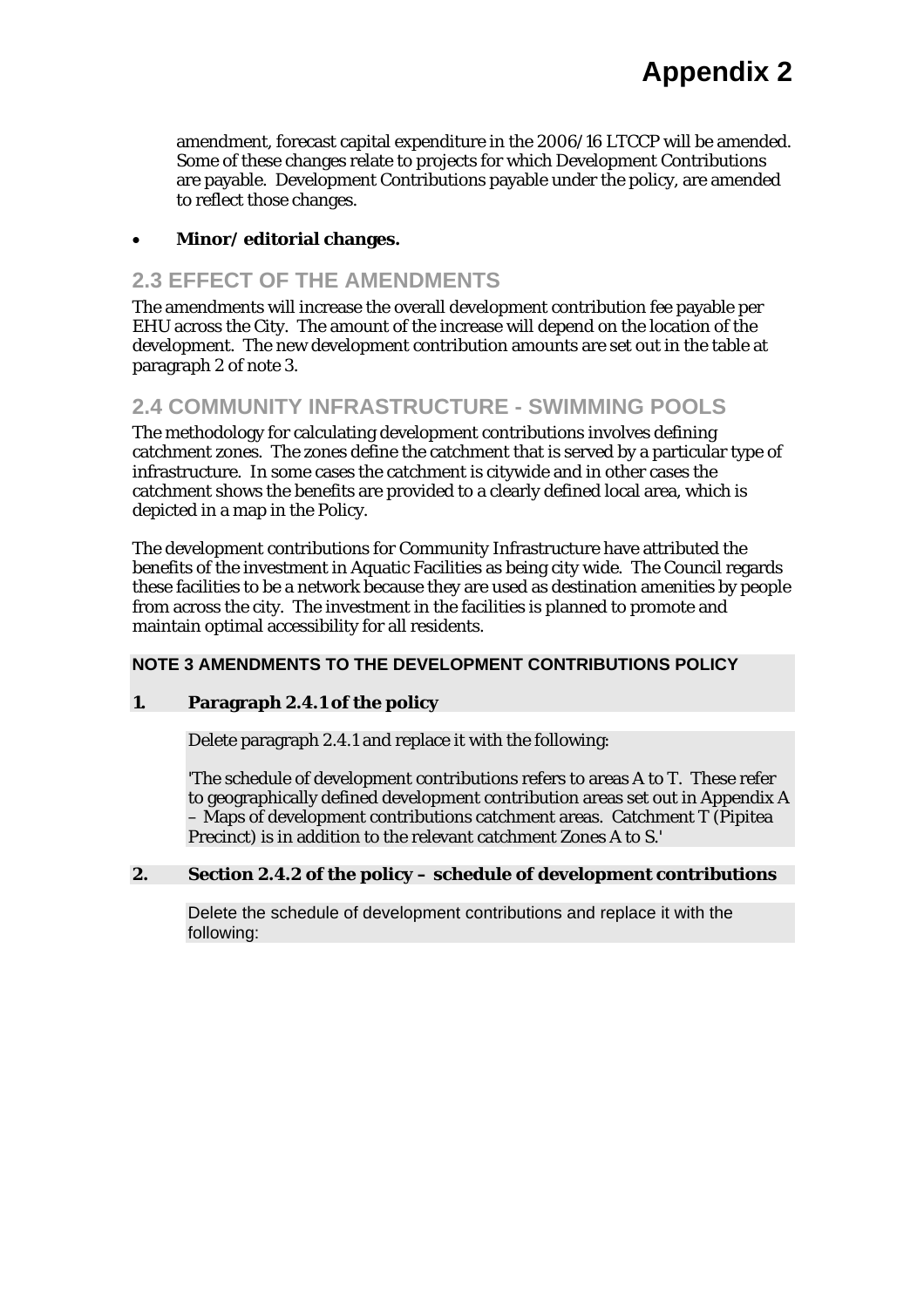amendment, forecast capital expenditure in the 2006/16 LTCCP will be amended. Some of these changes relate to projects for which Development Contributions are payable. Development Contributions payable under the policy, are amended to reflect those changes.

- **Minor/ editorial changes.**

## 2.3 EFFECT OF THE AMENDMENTS

The amendments will increase the overall development contribution fee payable per EHU across the City. The amount of the increase will depend on the location of the development. The new development contribution amounts are set out in the table at paragraph 2 of note 3.

## 2.4 COMMUNITY INFRASTRUCTURE - SWIMMING POOLS

The methodology for calculating development contributions involves defining catchment zones. The zones define the catchment that is served by a particular type of infrastructure. In some cases the catchment is citywide and in other cases the catchment shows the benefits are provided to a clearly defined local area, which is depicted in a map in the Policy.

The development contributions for Community Infrastructure have attributed the benefits of the investment in Aquatic Facilities as being city wide. The Council regards these facilities to be a network because they are used as destination amenities by people from across the city. The investment in the facilities is planned to promote and maintain optimal accessibility for all residents.

### NOTE 3 AMENDMENTS TO THE DEVELOPMENT CONTRIBUTIONS POLICY

**1. Paragraph 2.4.1 of the policy**

Delete paragraph 2.4.1 and replace it with the following:

'The schedule of development contributions refers to areas A to T. These refer to geographically defined development contribution areas set out in Appendix A – Maps of development contributions catchment areas. Catchment T (Pipitea Precinct) is in addition to the relevant catchment Zones A to S.'

**2. Section 2.4.2 of the policy – schedule of development contributions**

Delete the schedule of development contributions and replace it with the following: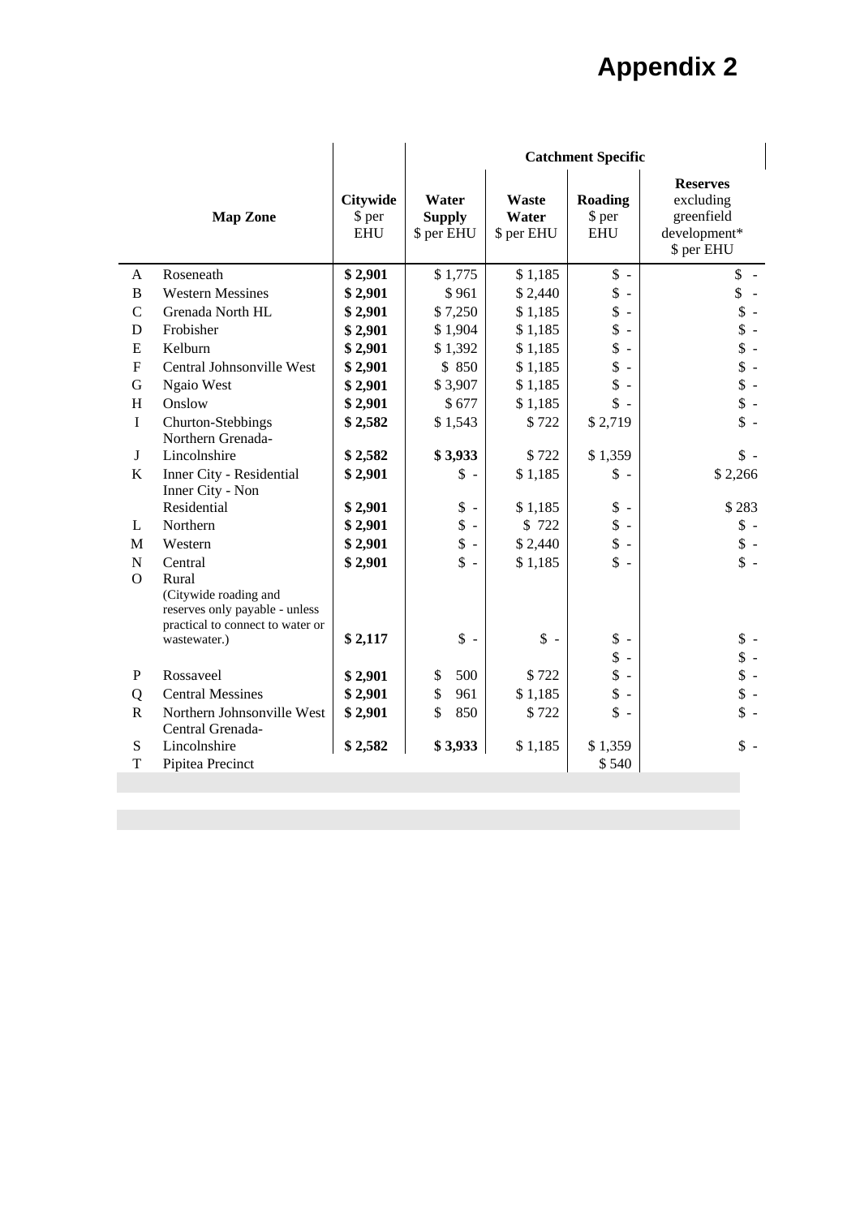# Appendix 2

| | Map Zone | Citywide $ per EHU | Catchment Specific | | | |
|---|---|---|---|---|---|---|
| | | | **Water Supply** $ per EHU | **Waste Water** $ per EHU | **Roading** $ per EHU | **Reserves** excluding greenfield development* $ per EHU |
| A | Roseneath | **$ 2,901** | $ 1,775 | $ 1,185 | $ - | $ - |
| B | Western Messines | **$ 2,901** | $ 961 | $ 2,440 | $ - | $ - |
| C | Grenada North HL | **$ 2,901** | $ 7,250 | $ 1,185 | $ - | $ - |
| D | Frobisher | **$ 2,901** | $ 1,904 | $ 1,185 | $ - | $ - |
| E | Kelburn | **$ 2,901** | $ 1,392 | $ 1,185 | $ - | $ - |
| F | Central Johnsonville West | **$ 2,901** | $ 850 | $ 1,185 | $ - | $ - |
| G | Ngaio West | **$ 2,901** | $ 3,907 | $ 1,185 | $ - | $ - |
| H | Onslow | **$ 2,901** | $ 677 | $ 1,185 | $ - | $ - |
| I | Churton-Stebbings | **$ 2,582** | $ 1,543 | $ 722 | $ 2,719 | $ - |
| J | Northern Grenada-Lincolnshire | **$ 2,582** | **$ 3,933** | $ 722 | $ 1,359 | $ - |
| K | Inner City - Residential | **$ 2,901** | $ - | $ 1,185 | $ - | $ 2,266 |
| | Inner City - Non Residential | **$ 2,901** | $ - | $ 1,185 | $ - | $ 283 |
| L | Northern | **$ 2,901** | $ - | $ 722 | $ - | $ - |
| M | Western | **$ 2,901** | $ - | $ 2,440 | $ - | $ - |
| N | Central | **$ 2,901** | $ - | $ 1,185 | $ - | $ - |
| O | Rural (Citywide roading and reserves only payable - unless practical to connect to water or wastewater.) | **$ 2,117** | $ - | $ - | $ - | $ - |
| | | | | | $ - | $ - |
| P | Rossaveel | **$ 2,901** | $ 500 | $ 722 | $ - | $ - |
| Q | Central Messines | **$ 2,901** | $ 961 | $ 1,185 | $ - | $ - |
| R | Northern Johnsonville West | **$ 2,901** | $ 850 | $ 722 | $ - | $ - |
| S | Central Grenada-Lincolnshire | **$ 2,582** | **$ 3,933** | $ 1,185 | $ 1,359 | $ - |
| T | Pipitea Precinct | | | | $ 540 | |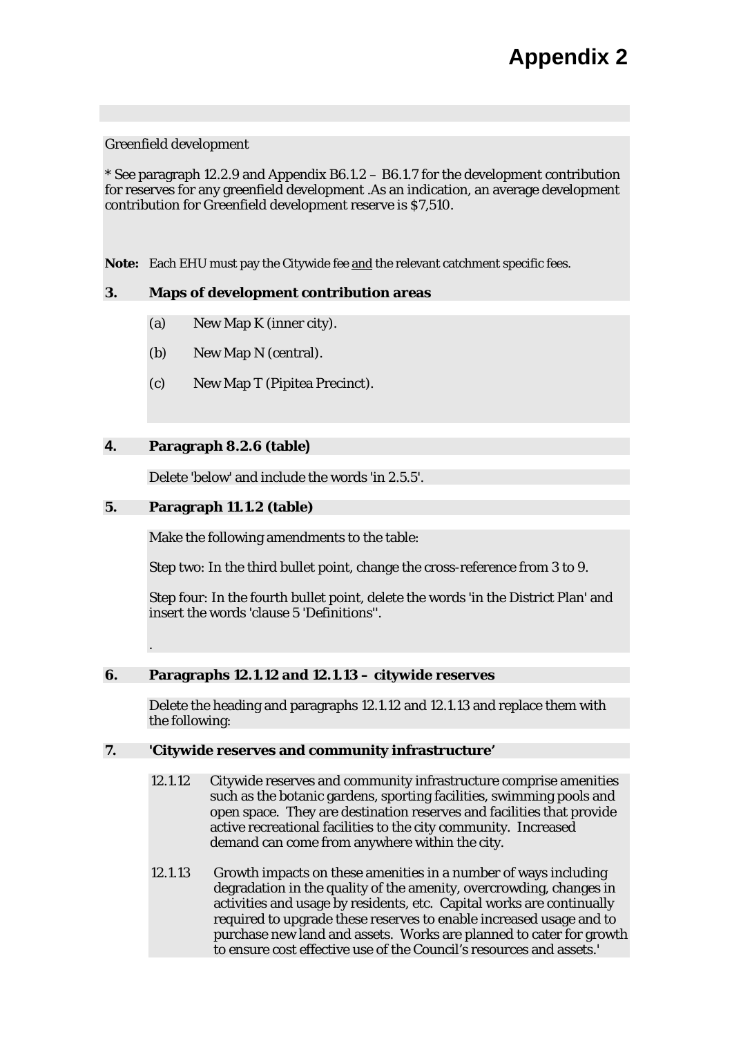# Appendix 2

Greenfield development

* See paragraph 12.2.9 and Appendix B6.1.2 – B6.1.7 for the development contribution for reserves for any greenfield development .As an indication, an average development contribution for Greenfield development reserve is $7,510.

**Note:** Each EHU must pay the Citywide fee <u>and</u> the relevant catchment specific fees.

**3. Maps of development contribution areas**

(a) New Map K (inner city).

(b) New Map N (central).

(c) New Map T (Pipitea Precinct).

**4. Paragraph 8.2.6 (table)**

Delete 'below' and include the words 'in 2.5.5'.

**5. Paragraph 11.1.2 (table)**

Make the following amendments to the table:

Step two: In the third bullet point, change the cross-reference from 3 to 9.

Step four: In the fourth bullet point, delete the words 'in the District Plan' and insert the words 'clause 5 'Definitions''.

.

**6. Paragraphs 12.1.12 and 12.1.13 – citywide reserves**

Delete the heading and paragraphs 12.1.12 and 12.1.13 and replace them with the following:

**7. 'Citywide reserves and community infrastructure'**

12.1.12 Citywide reserves and community infrastructure comprise amenities such as the botanic gardens, sporting facilities, swimming pools and open space. They are destination reserves and facilities that provide active recreational facilities to the city community. Increased demand can come from anywhere within the city.

12.1.13 Growth impacts on these amenities in a number of ways including degradation in the quality of the amenity, overcrowding, changes in activities and usage by residents, etc. Capital works are continually required to upgrade these reserves to enable increased usage and to purchase new land and assets. Works are planned to cater for growth to ensure cost effective use of the Council's resources and assets.'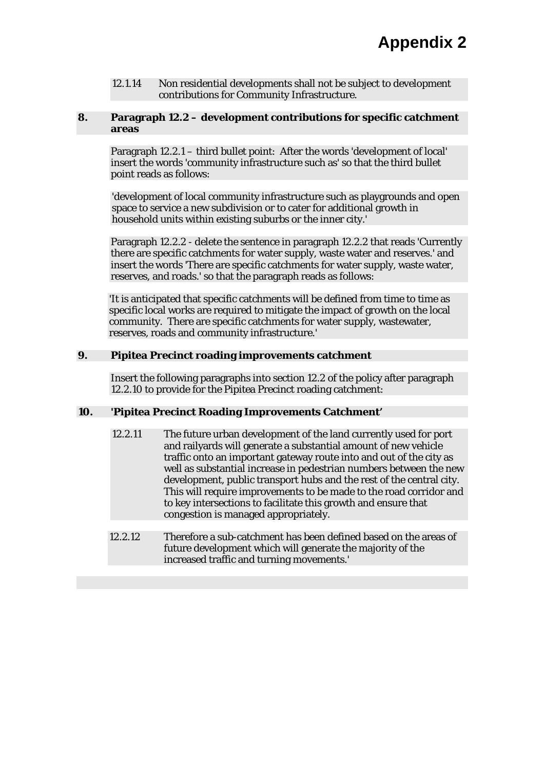# Appendix 2

12.1.14 Non residential developments shall not be subject to development contributions for Community Infrastructure.

**8. Paragraph 12.2 – development contributions for specific catchment areas**

Paragraph 12.2.1 – third bullet point: After the words 'development of local' insert the words 'community infrastructure such as' so that the third bullet point reads as follows:

'development of local community infrastructure such as playgrounds and open space to service a new subdivision or to cater for additional growth in household units within existing suburbs or the inner city.'

Paragraph 12.2.2 - delete the sentence in paragraph 12.2.2 that reads 'Currently there are specific catchments for water supply, waste water and reserves.' and insert the words 'There are specific catchments for water supply, waste water, reserves, and roads.' so that the paragraph reads as follows:

'It is anticipated that specific catchments will be defined from time to time as specific local works are required to mitigate the impact of growth on the local community. There are specific catchments for water supply, wastewater, reserves, roads and community infrastructure.'

**9. Pipitea Precinct roading improvements catchment**

Insert the following paragraphs into section 12.2 of the policy after paragraph 12.2.10 to provide for the Pipitea Precinct roading catchment:

**10. 'Pipitea Precinct Roading Improvements Catchment'**

12.2.11 The future urban development of the land currently used for port and railyards will generate a substantial amount of new vehicle traffic onto an important gateway route into and out of the city as well as substantial increase in pedestrian numbers between the new development, public transport hubs and the rest of the central city. This will require improvements to be made to the road corridor and to key intersections to facilitate this growth and ensure that congestion is managed appropriately.

12.2.12 Therefore a sub-catchment has been defined based on the areas of future development which will generate the majority of the increased traffic and turning movements.'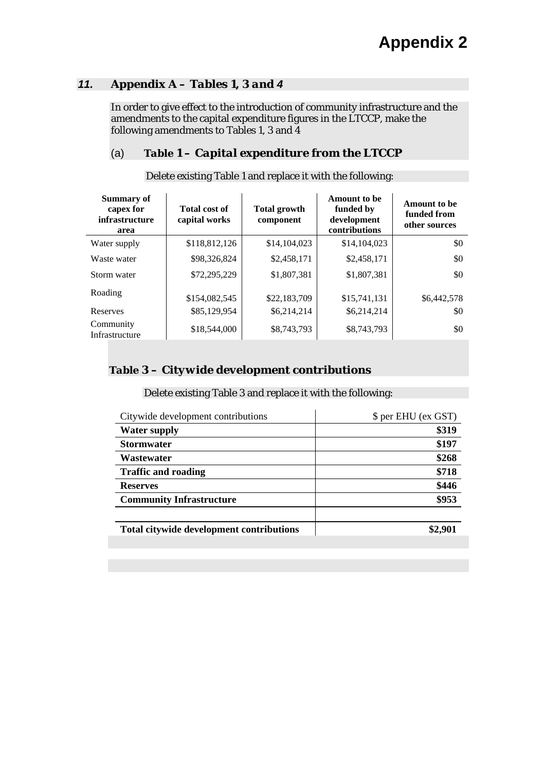# Appendix 2

## *11. Appendix A – Tables 1, 3 and 4*

In order to give effect to the introduction of community infrastructure and the amendments to the capital expenditure figures in the LTCCP, make the following amendments to Tables 1, 3 and 4

### (a) *Table 1 – Capital expenditure from the LTCCP*

Delete existing Table 1 and replace it with the following:

| Summary of capex for infrastructure area | Total cost of capital works | Total growth component | Amount to be funded by development contributions | Amount to be funded from other sources |
|---|---|---|---|---|
| Water supply | $118,812,126 | $14,104,023 | $14,104,023 | $0 |
| Waste water | $98,326,824 | $2,458,171 | $2,458,171 | $0 |
| Storm water | $72,295,229 | $1,807,381 | $1,807,381 | $0 |
| Roading | $154,082,545 | $22,183,709 | $15,741,131 | $6,442,578 |
| Reserves | $85,129,954 | $6,214,214 | $6,214,214 | $0 |
| Community Infrastructure | $18,544,000 | $8,743,793 | $8,743,793 | $0 |

### *Table 3 – Citywide development contributions*

Delete existing Table 3 and replace it with the following:

| Citywide development contributions | $ per EHU (ex GST) |
|---|---|
| **Water supply** | **$319** |
| **Stormwater** | **$197** |
| **Wastewater** | **$268** |
| **Traffic and roading** | **$718** |
| **Reserves** | **$446** |
| **Community Infrastructure** | **$953** |
| | |
| **Total citywide development contributions** | **$2,901** |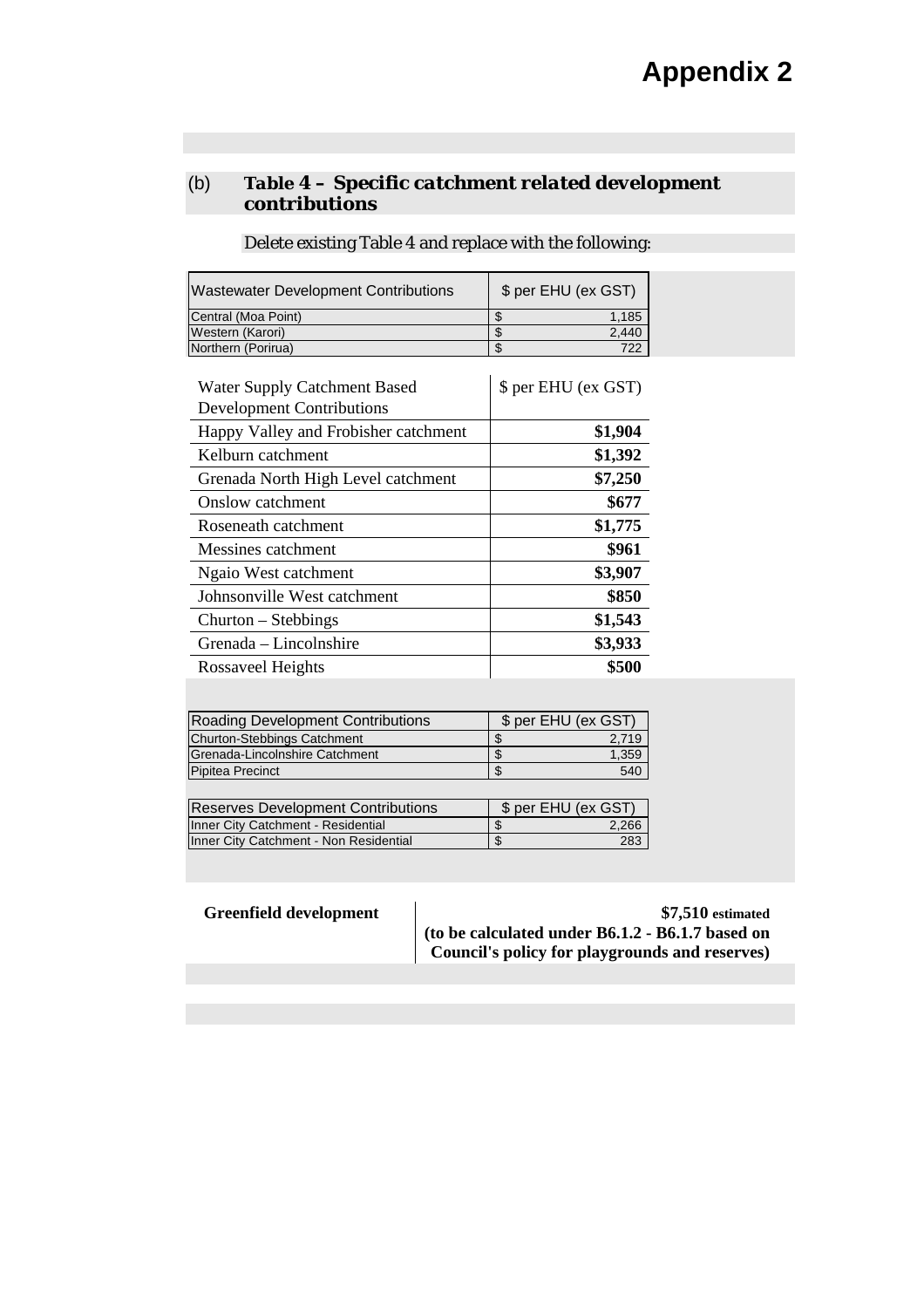# Appendix 2

## (b) *Table 4 – Specific catchment related development contributions*

Delete existing Table 4 and replace with the following:

| Wastewater Development Contributions | $ per EHU (ex GST) |
|---|---|
| Central (Moa Point) | $ 1,185 |
| Western (Karori) | $ 2,440 |
| Northern (Porirua) | $ 722 |

| Water Supply Catchment Based Development Contributions | $ per EHU (ex GST) |
|---|---|
| Happy Valley and Frobisher catchment | **$1,904** |
| Kelburn catchment | **$1,392** |
| Grenada North High Level catchment | **$7,250** |
| Onslow catchment | **$677** |
| Roseneath catchment | **$1,775** |
| Messines catchment | **$961** |
| Ngaio West catchment | **$3,907** |
| Johnsonville West catchment | **$850** |
| Churton – Stebbings | **$1,543** |
| Grenada – Lincolnshire | **$3,933** |
| Rossaveel Heights | **$500** |

| Roading Development Contributions | $ per EHU (ex GST) |
|---|---|
| Churton-Stebbings Catchment | $ 2,719 |
| Grenada-Lincolnshire Catchment | $ 1,359 |
| Pipitea Precinct | $ 540 |

| Reserves Development Contributions | $ per EHU (ex GST) |
|---|---|
| Inner City Catchment - Residential | $ 2,266 |
| Inner City Catchment - Non Residential | $ 283 |

| **Greenfield development** | **$7,510** estimated **(to be calculated under B6.1.2 - B6.1.7 based on Council's policy for playgrounds and reserves)** |
|---|---|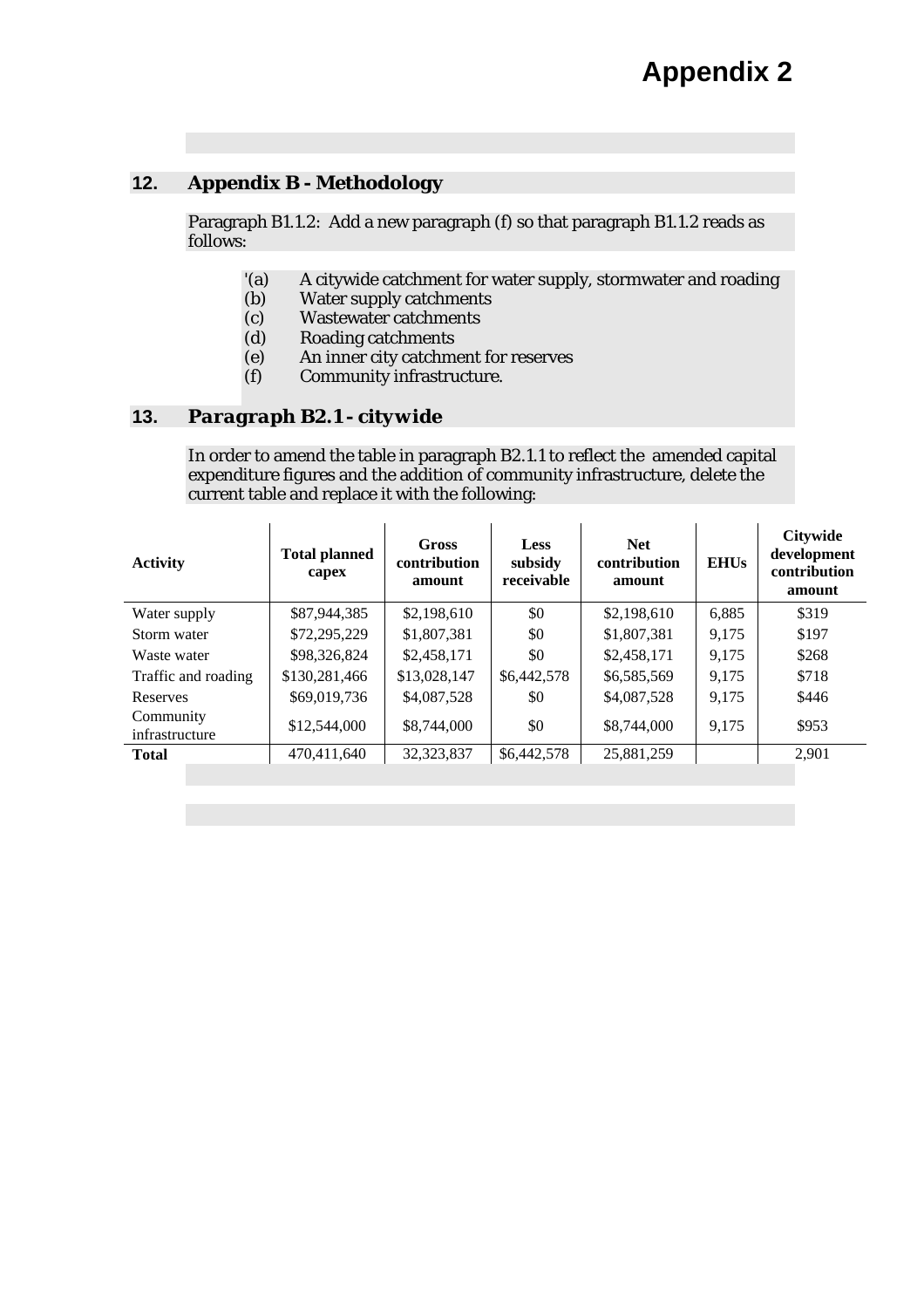# Appendix 2

## 12. Appendix B - Methodology

Paragraph B1.1.2: Add a new paragraph (f) so that paragraph B1.1.2 reads as follows:

'(a) A citywide catchment for water supply, stormwater and roading
(b) Water supply catchments
(c) Wastewater catchments
(d) Roading catchments
(e) An inner city catchment for reserves
(f) Community infrastructure.

## 13. *Paragraph B2.1 - citywide*

In order to amend the table in paragraph B2.1.1 to reflect the amended capital expenditure figures and the addition of community infrastructure, delete the current table and replace it with the following:

| Activity | Total planned capex | Gross contribution amount | Less subsidy receivable | Net contribution amount | EHUs | Citywide development contribution amount |
|---|---|---|---|---|---|---|
| Water supply | $87,944,385 | $2,198,610 | $0 | $2,198,610 | 6,885 | $319 |
| Storm water | $72,295,229 | $1,807,381 | $0 | $1,807,381 | 9,175 | $197 |
| Waste water | $98,326,824 | $2,458,171 | $0 | $2,458,171 | 9,175 | $268 |
| Traffic and roading | $130,281,466 | $13,028,147 | $6,442,578 | $6,585,569 | 9,175 | $718 |
| Reserves | $69,019,736 | $4,087,528 | $0 | $4,087,528 | 9,175 | $446 |
| Community infrastructure | $12,544,000 | $8,744,000 | $0 | $8,744,000 | 9,175 | $953 |
| **Total** | 470,411,640 | 32,323,837 | $6,442,578 | 25,881,259 | | 2,901 |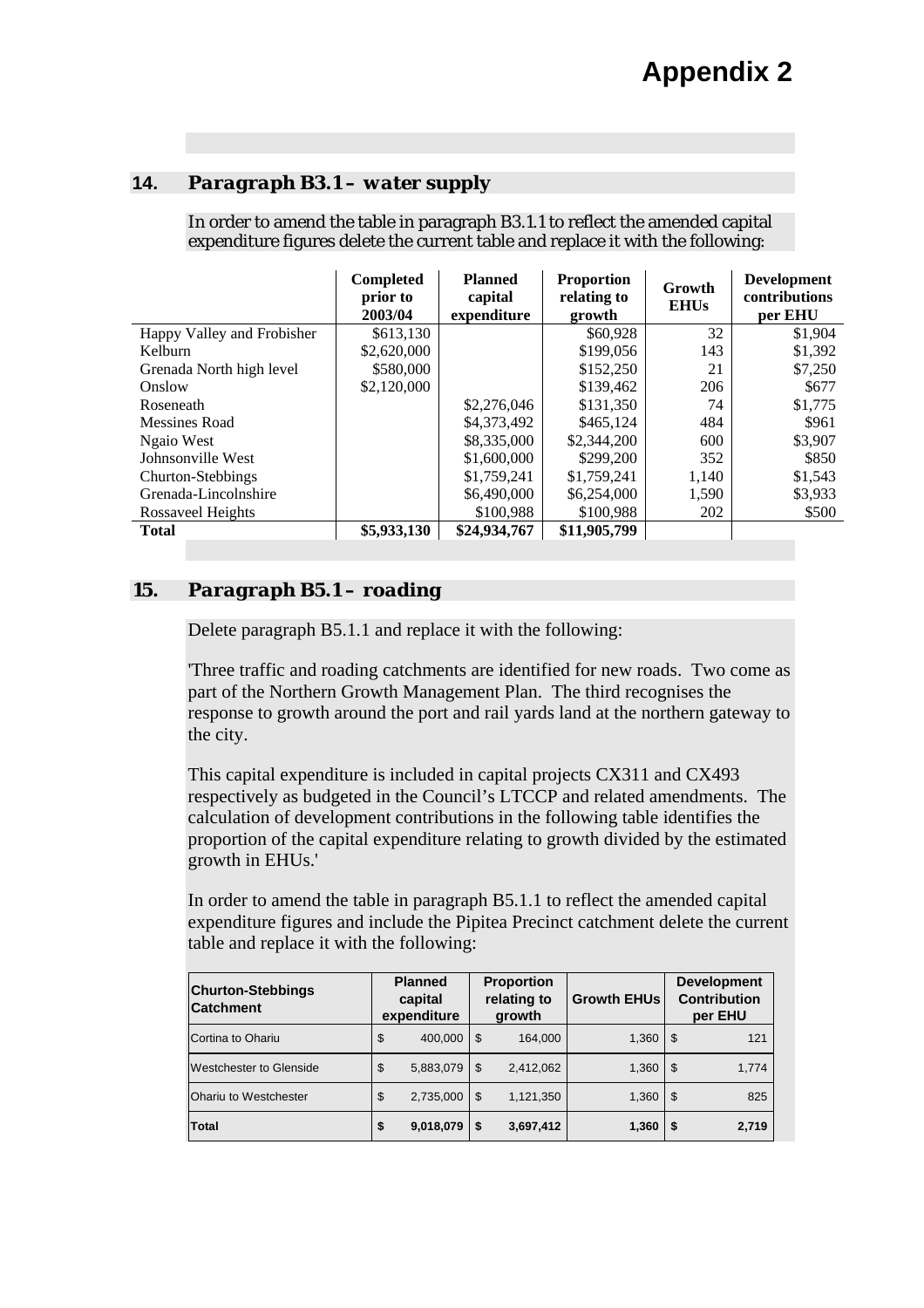# Appendix 2

## 14. *Paragraph B3.1 – water supply*

In order to amend the table in paragraph B3.1.1 to reflect the amended capital expenditure figures delete the current table and replace it with the following:

| | Completed prior to 2003/04 | Planned capital expenditure | Proportion relating to growth | Growth EHUs | Development contributions per EHU |
|---|---|---|---|---|---|
| Happy Valley and Frobisher | $613,130 | | $60,928 | 32 | $1,904 |
| Kelburn | $2,620,000 | | $199,056 | 143 | $1,392 |
| Grenada North high level | $580,000 | | $152,250 | 21 | $7,250 |
| Onslow | $2,120,000 | | $139,462 | 206 | $677 |
| Roseneath | | $2,276,046 | $131,350 | 74 | $1,775 |
| Messines Road | | $4,373,492 | $465,124 | 484 | $961 |
| Ngaio West | | $8,335,000 | $2,344,200 | 600 | $3,907 |
| Johnsonville West | | $1,600,000 | $299,200 | 352 | $850 |
| Churton-Stebbings | | $1,759,241 | $1,759,241 | 1,140 | $1,543 |
| Grenada-Lincolnshire | | $6,490,000 | $6,254,000 | 1,590 | $3,933 |
| Rossaveel Heights | | $100,988 | $100,988 | 202 | $500 |
| **Total** | **$5,933,130** | **$24,934,767** | **$11,905,799** | | |

## 15. *Paragraph B5.1 – roading*

Delete paragraph B5.1.1 and replace it with the following:

'Three traffic and roading catchments are identified for new roads. Two come as part of the Northern Growth Management Plan. The third recognises the response to growth around the port and rail yards land at the northern gateway to the city.

This capital expenditure is included in capital projects CX311 and CX493 respectively as budgeted in the Council's LTCCP and related amendments. The calculation of development contributions in the following table identifies the proportion of the capital expenditure relating to growth divided by the estimated growth in EHUs.'

In order to amend the table in paragraph B5.1.1 to reflect the amended capital expenditure figures and include the Pipitea Precinct catchment delete the current table and replace it with the following:

| Churton-Stebbings Catchment | Planned capital expenditure | Proportion relating to growth | Growth EHUs | Development Contribution per EHU |
|---|---|---|---|---|
| Cortina to Ohariu | $ 400,000 | $ 164,000 | 1,360 | $ 121 |
| Westchester to Glenside | $ 5,883,079 | $ 2,412,062 | 1,360 | $ 1,774 |
| Ohariu to Westchester | $ 2,735,000 | $ 1,121,350 | 1,360 | $ 825 |
| **Total** | **$ 9,018,079** | **$ 3,697,412** | **1,360** | **$ 2,719** |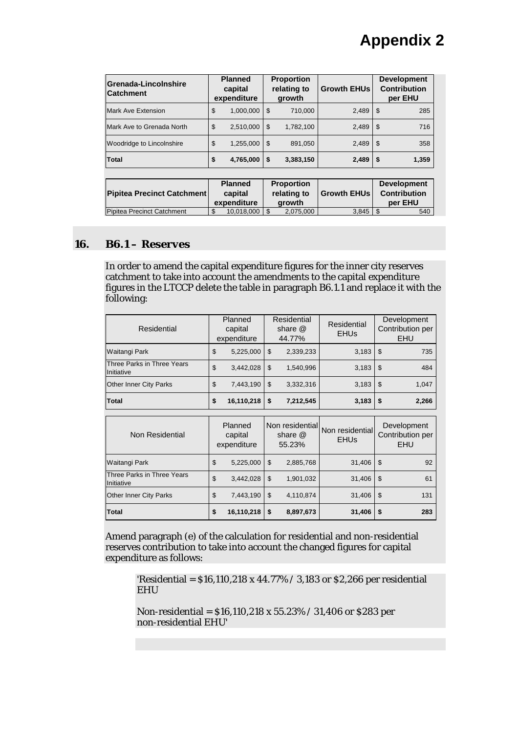# Appendix 2

| Grenada-Lincolnshire Catchment | Planned capital expenditure | Proportion relating to growth | Growth EHUs | Development Contribution per EHU |
|---|---|---|---|---|
| Mark Ave Extension | $ 1,000,000 | $ 710,000 | 2,489 | $ 285 |
| Mark Ave to Grenada North | $ 2,510,000 | $ 1,782,100 | 2,489 | $ 716 |
| Woodridge to Lincolnshire | $ 1,255,000 | $ 891,050 | 2,489 | $ 358 |
| **Total** | **$ 4,765,000** | **$ 3,383,150** | **2,489** | **$ 1,359** |

| Pipitea Precinct Catchment | Planned capital expenditure | Proportion relating to growth | Growth EHUs | Development Contribution per EHU |
|---|---|---|---|---|
| Pipitea Precinct Catchment | $ 10,018,000 | $ 2,075,000 | 3,845 | $ 540 |

## 16. B6.1 – Reserves

In order to amend the capital expenditure figures for the inner city reserves catchment to take into account the amendments to the capital expenditure figures in the LTCCP delete the table in paragraph B6.1.1 and replace it with the following:

| Residential | Planned capital expenditure | Residential share @ 44.77% | Residential EHUs | Development Contribution per EHU |
|---|---|---|---|---|
| Waitangi Park | $ 5,225,000 | $ 2,339,233 | 3,183 | $ 735 |
| Three Parks in Three Years Initiative | $ 3,442,028 | $ 1,540,996 | 3,183 | $ 484 |
| Other Inner City Parks | $ 7,443,190 | $ 3,332,316 | 3,183 | $ 1,047 |
| **Total** | **$ 16,110,218** | **$ 7,212,545** | **3,183** | **$ 2,266** |

| Non Residential | Planned capital expenditure | Non residential share @ 55.23% | Non residential EHUs | Development Contribution per EHU |
|---|---|---|---|---|
| Waitangi Park | $ 5,225,000 | $ 2,885,768 | 31,406 | $ 92 |
| Three Parks in Three Years Initiative | $ 3,442,028 | $ 1,901,032 | 31,406 | $ 61 |
| Other Inner City Parks | $ 7,443,190 | $ 4,110,874 | 31,406 | $ 131 |
| **Total** | **$ 16,110,218** | **$ 8,897,673** | **31,406** | **$ 283** |

Amend paragraph (e) of the calculation for residential and non-residential reserves contribution to take into account the changed figures for capital expenditure as follows:

> 'Residential = $16,110,218 x 44.77% / 3,183 or $2,266 per residential EHU
>
> Non-residential = $16,110,218 x 55.23% / 31,406 or $283 per non-residential EHU'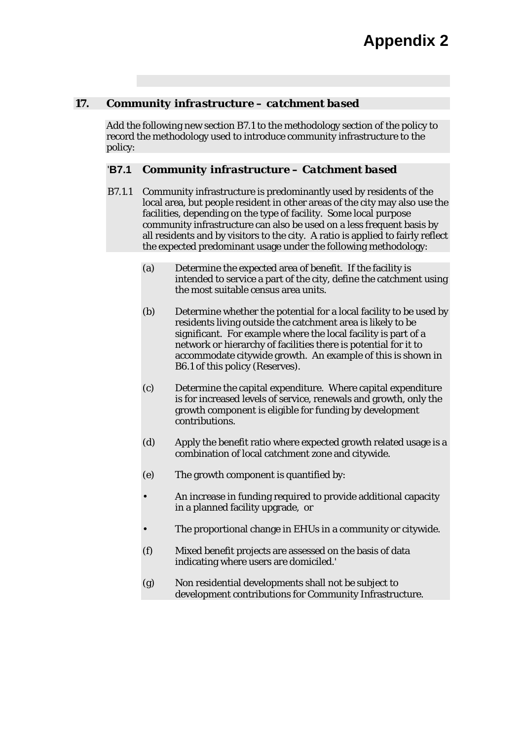# Appendix 2

## 17. *Community infrastructure – catchment based*

Add the following new section B7.1 to the methodology section of the policy to record the methodology used to introduce community infrastructure to the policy:

### 'B7.1 *Community infrastructure – Catchment based*

B7.1.1 Community infrastructure is predominantly used by residents of the local area, but people resident in other areas of the city may also use the facilities, depending on the type of facility. Some local purpose community infrastructure can also be used on a less frequent basis by all residents and by visitors to the city. A ratio is applied to fairly reflect the expected predominant usage under the following methodology:

(a) Determine the expected area of benefit. If the facility is intended to service a part of the city, define the catchment using the most suitable census area units.

(b) Determine whether the potential for a local facility to be used by residents living outside the catchment area is likely to be significant. For example where the local facility is part of a network or hierarchy of facilities there is potential for it to accommodate citywide growth. An example of this is shown in B6.1 of this policy (Reserves).

(c) Determine the capital expenditure. Where capital expenditure is for increased levels of service, renewals and growth, only the growth component is eligible for funding by development contributions.

(d) Apply the benefit ratio where expected growth related usage is a combination of local catchment zone and citywide.

(e) The growth component is quantified by:

- An increase in funding required to provide additional capacity in a planned facility upgrade, or
- The proportional change in EHUs in a community or citywide.

(f) Mixed benefit projects are assessed on the basis of data indicating where users are domiciled.'

(g) Non residential developments shall not be subject to development contributions for Community Infrastructure.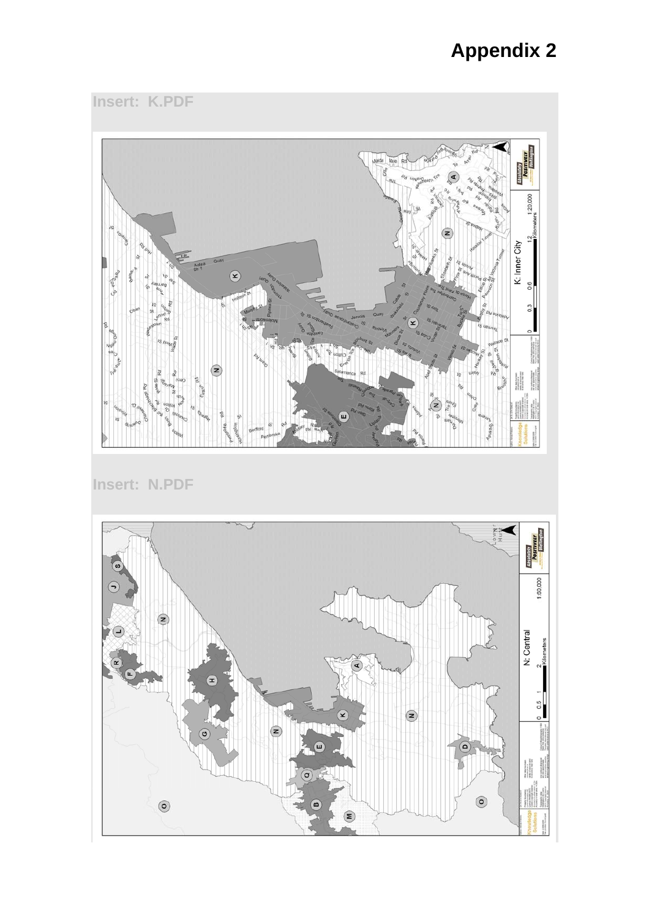# Appendix 2

Insert: K.PDF

Insert: N.PDF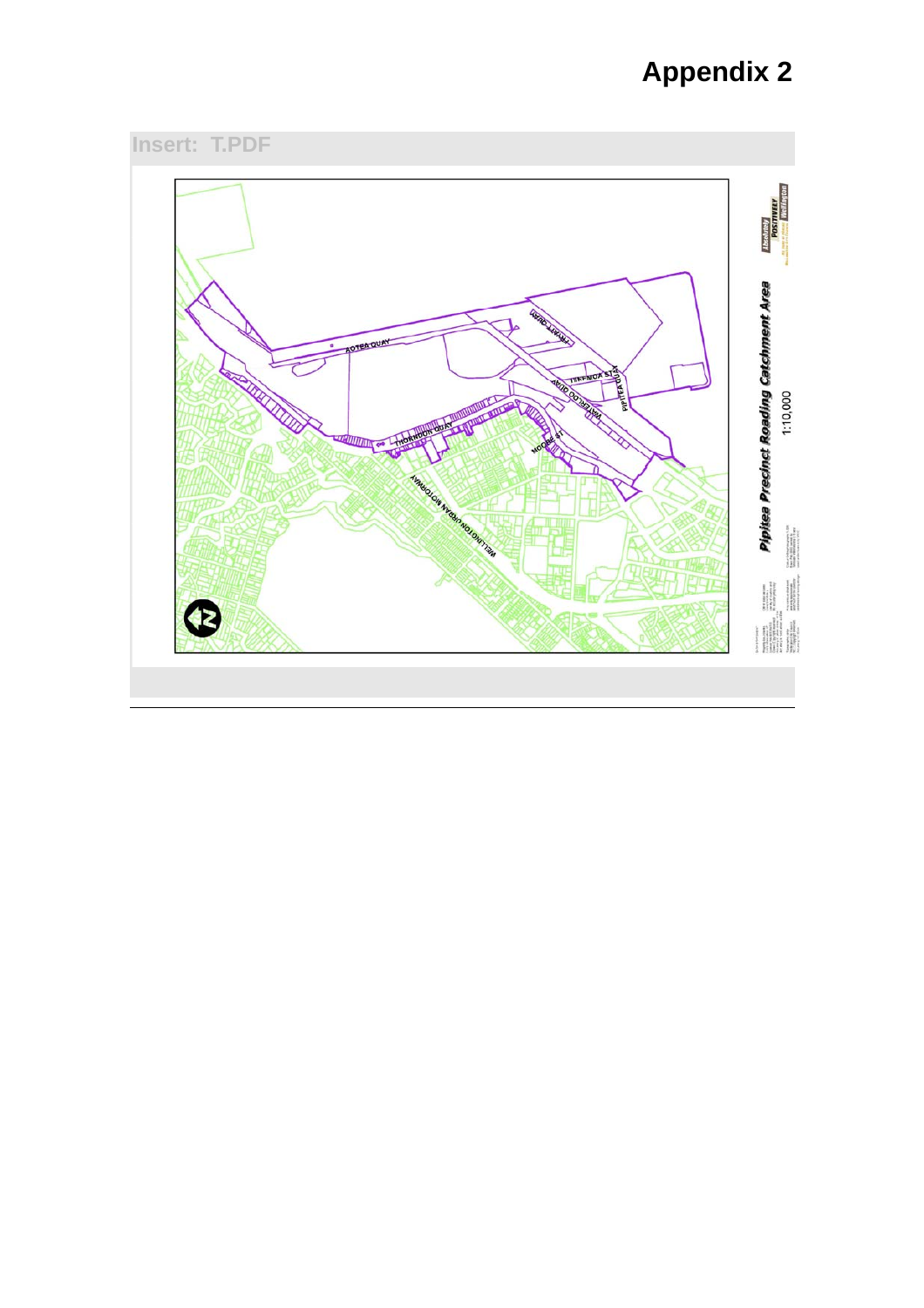# Appendix 2

Insert: T.PDF

Pipitea Precinct Roading Catchment Area

1:10,000

AOTEA QUAY

THORNDON QUAY

WATERLOO QUAY

PIPITEA QUAY

MOORE ST

WELLINGTON URBAN MOTORWAY